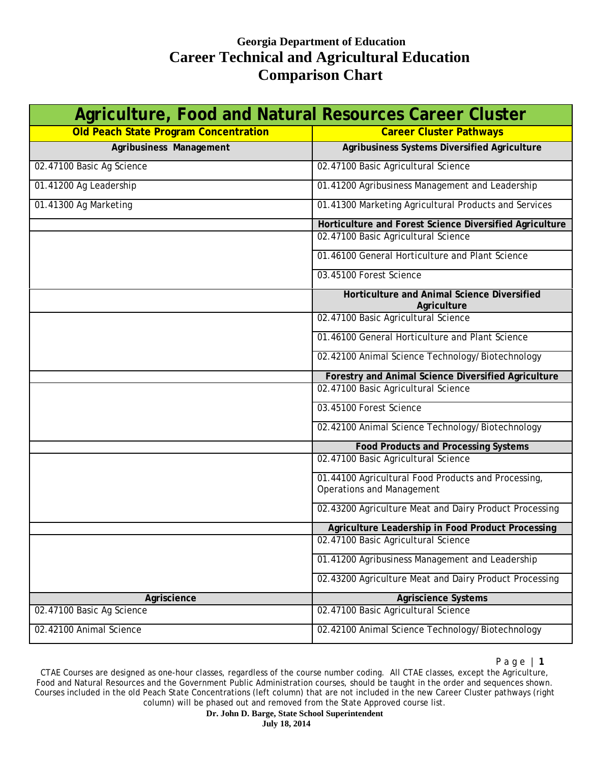# Georgia Department of Education
## Career Technical and Agricultural Education
## Comparison Chart

| Agriculture, Food and Natural Resources Career Cluster | |
|---|---|
| **Old Peach State Program Concentration** | **Career Cluster Pathways** |
| **Agribusiness Management** | **Agribusiness Systems Diversified Agriculture** |
| 02.47100 Basic Ag Science | 02.47100 Basic Agricultural Science |
| 01.41200 Ag Leadership | 01.41200 Agribusiness Management and Leadership |
| 01.41300 Ag Marketing | 01.41300 Marketing Agricultural Products and Services |
| | **Horticulture and Forest Science Diversified Agriculture** |
| | 02.47100 Basic Agricultural Science |
| | 01.46100 General Horticulture and Plant Science |
| | 03.45100 Forest Science |
| | **Horticulture and Animal Science Diversified Agriculture** |
| | 02.47100 Basic Agricultural Science |
| | 01.46100 General Horticulture and Plant Science |
| | 02.42100 Animal Science Technology/Biotechnology |
| | **Forestry and Animal Science Diversified Agriculture** |
| | 02.47100 Basic Agricultural Science |
| | 03.45100 Forest Science |
| | 02.42100 Animal Science Technology/Biotechnology |
| | **Food Products and Processing Systems** |
| | 02.47100 Basic Agricultural Science |
| | 01.44100 Agricultural Food Products and Processing, Operations and Management |
| | 02.43200 Agriculture Meat and Dairy Product Processing |
| | **Agriculture Leadership in Food Product Processing** |
| | 02.47100 Basic Agricultural Science |
| | 01.41200 Agribusiness Management and Leadership |
| | 02.43200 Agriculture Meat and Dairy Product Processing |
| **Agriscience** | **Agriscience Systems** |
| 02.47100 Basic Ag Science | 02.47100 Basic Agricultural Science |
| 02.42100 Animal Science | 02.42100 Animal Science Technology/Biotechnology |

CTAE Courses are designed as one-hour classes, regardless of the course number coding. All CTAE classes, except the Agriculture, Food and Natural Resources and the Government Public Administration courses, should be taught in the order and sequences shown. Courses included in the old Peach State Concentrations (left column) that are not included in the new Career Cluster pathways (right column) will be phased out and removed from the State Approved course list.

**Dr. John D. Barge, State School Superintendent**
**July 18, 2014**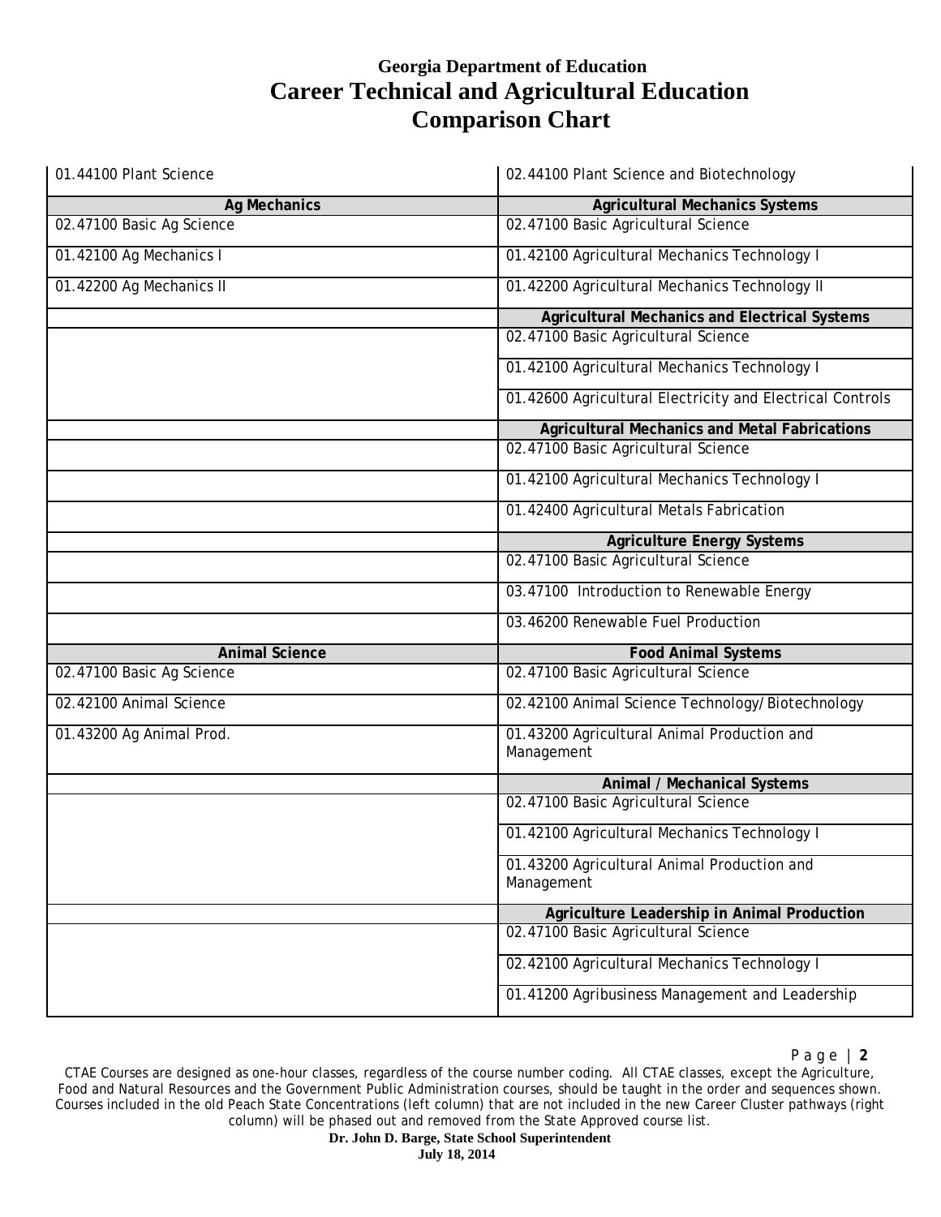# Georgia Department of Education
## Career Technical and Agricultural Education
## Comparison Chart

| | |
|---|---|
| 01.44100 Plant Science | 02.44100 Plant Science and Biotechnology |
| **Ag Mechanics** | **Agricultural Mechanics Systems** |
| 02.47100 Basic Ag Science | 02.47100 Basic Agricultural Science |
| 01.42100 Ag Mechanics I | 01.42100 Agricultural Mechanics Technology I |
| 01.42200 Ag Mechanics II | 01.42200 Agricultural Mechanics Technology II |
| | **Agricultural Mechanics and Electrical Systems** |
| | 02.47100 Basic Agricultural Science |
| | 01.42100 Agricultural Mechanics Technology I |
| | 01.42600 Agricultural Electricity and Electrical Controls |
| | **Agricultural Mechanics and Metal Fabrications** |
| | 02.47100 Basic Agricultural Science |
| | 01.42100 Agricultural Mechanics Technology I |
| | 01.42400 Agricultural Metals Fabrication |
| | **Agriculture Energy Systems** |
| | 02.47100 Basic Agricultural Science |
| | 03.47100 Introduction to Renewable Energy |
| | 03.46200 Renewable Fuel Production |
| **Animal Science** | **Food Animal Systems** |
| 02.47100 Basic Ag Science | 02.47100 Basic Agricultural Science |
| 02.42100 Animal Science | 02.42100 Animal Science Technology/Biotechnology |
| 01.43200 Ag Animal Prod. | 01.43200 Agricultural Animal Production and Management |
| | **Animal / Mechanical Systems** |
| | 02.47100 Basic Agricultural Science |
| | 01.42100 Agricultural Mechanics Technology I |
| | 01.43200 Agricultural Animal Production and Management |
| | **Agriculture Leadership in Animal Production** |
| | 02.47100 Basic Agricultural Science |
| | 02.42100 Agricultural Mechanics Technology I |
| | 01.41200 Agribusiness Management and Leadership |

CTAE Courses are designed as one-hour classes, regardless of the course number coding. All CTAE classes, except the Agriculture, Food and Natural Resources and the Government Public Administration courses, should be taught in the order and sequences shown. Courses included in the old Peach State Concentrations (left column) that are not included in the new Career Cluster pathways (right column) will be phased out and removed from the State Approved course list.

**Dr. John D. Barge, State School Superintendent**
**July 18, 2014**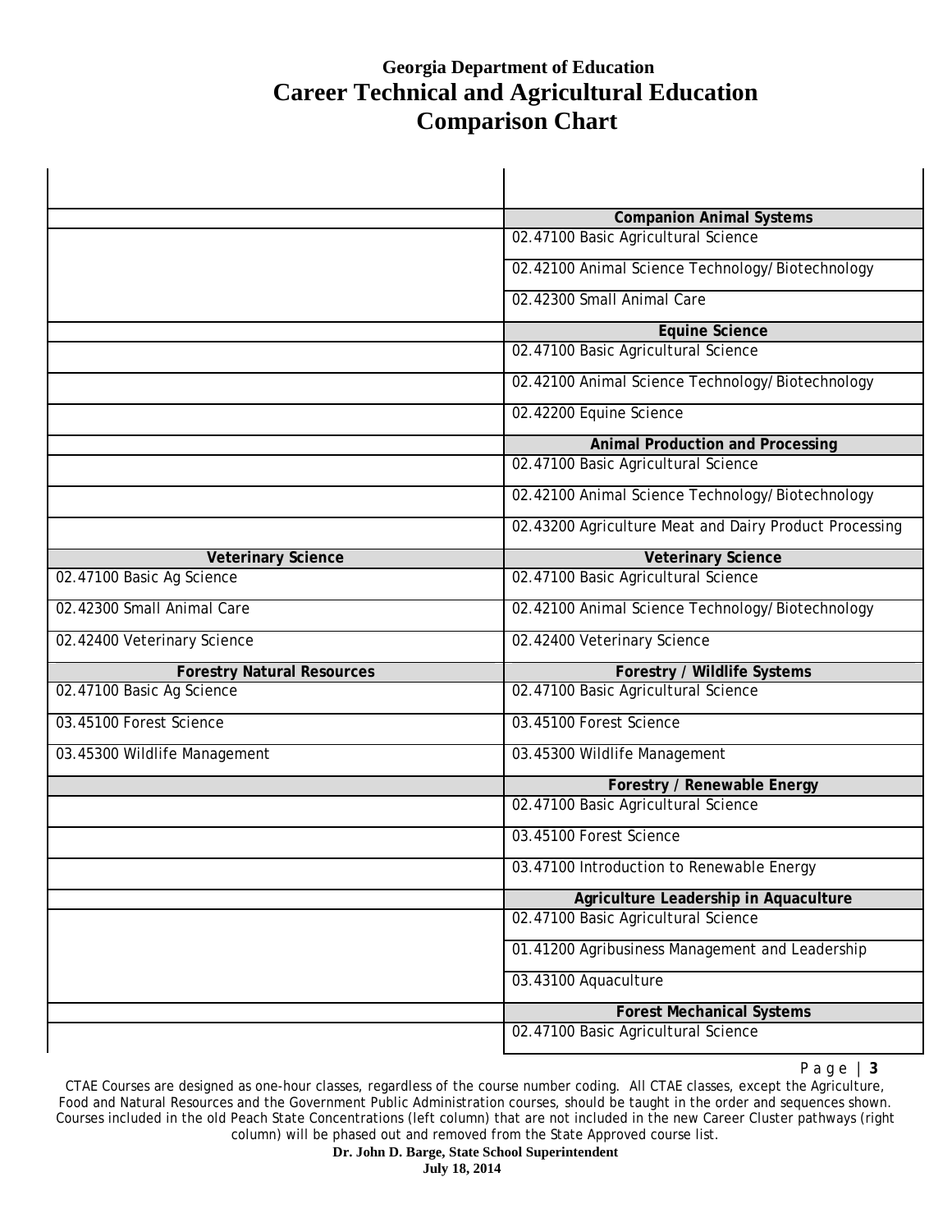# Georgia Department of Education
# Career Technical and Agricultural Education
# Comparison Chart

| | |
|---|---|
| | **Companion Animal Systems** |
| | 02.47100 Basic Agricultural Science |
| | 02.42100 Animal Science Technology/Biotechnology |
| | 02.42300 Small Animal Care |
| | **Equine Science** |
| | 02.47100 Basic Agricultural Science |
| | 02.42100 Animal Science Technology/Biotechnology |
| | 02.42200 Equine Science |
| | **Animal Production and Processing** |
| | 02.47100 Basic Agricultural Science |
| | 02.42100 Animal Science Technology/Biotechnology |
| | 02.43200 Agriculture Meat and Dairy Product Processing |
| **Veterinary Science** | **Veterinary Science** |
| 02.47100 Basic Ag Science | 02.47100 Basic Agricultural Science |
| 02.42300 Small Animal Care | 02.42100 Animal Science Technology/Biotechnology |
| 02.42400 Veterinary Science | 02.42400 Veterinary Science |
| **Forestry Natural Resources** | **Forestry / Wildlife Systems** |
| 02.47100 Basic Ag Science | 02.47100 Basic Agricultural Science |
| 03.45100 Forest Science | 03.45100 Forest Science |
| 03.45300 Wildlife Management | 03.45300 Wildlife Management |
| | **Forestry / Renewable Energy** |
| | 02.47100 Basic Agricultural Science |
| | 03.45100 Forest Science |
| | 03.47100 Introduction to Renewable Energy |
| | **Agriculture Leadership in Aquaculture** |
| | 02.47100 Basic Agricultural Science |
| | 01.41200 Agribusiness Management and Leadership |
| | 03.43100 Aquaculture |
| | **Forest Mechanical Systems** |
| | 02.47100 Basic Agricultural Science |

CTAE Courses are designed as one-hour classes, regardless of the course number coding. All CTAE classes, except the Agriculture, Food and Natural Resources and the Government Public Administration courses, should be taught in the order and sequences shown. Courses included in the old Peach State Concentrations (left column) that are not included in the new Career Cluster pathways (right column) will be phased out and removed from the State Approved course list.

**Dr. John D. Barge, State School Superintendent**
**July 18, 2014**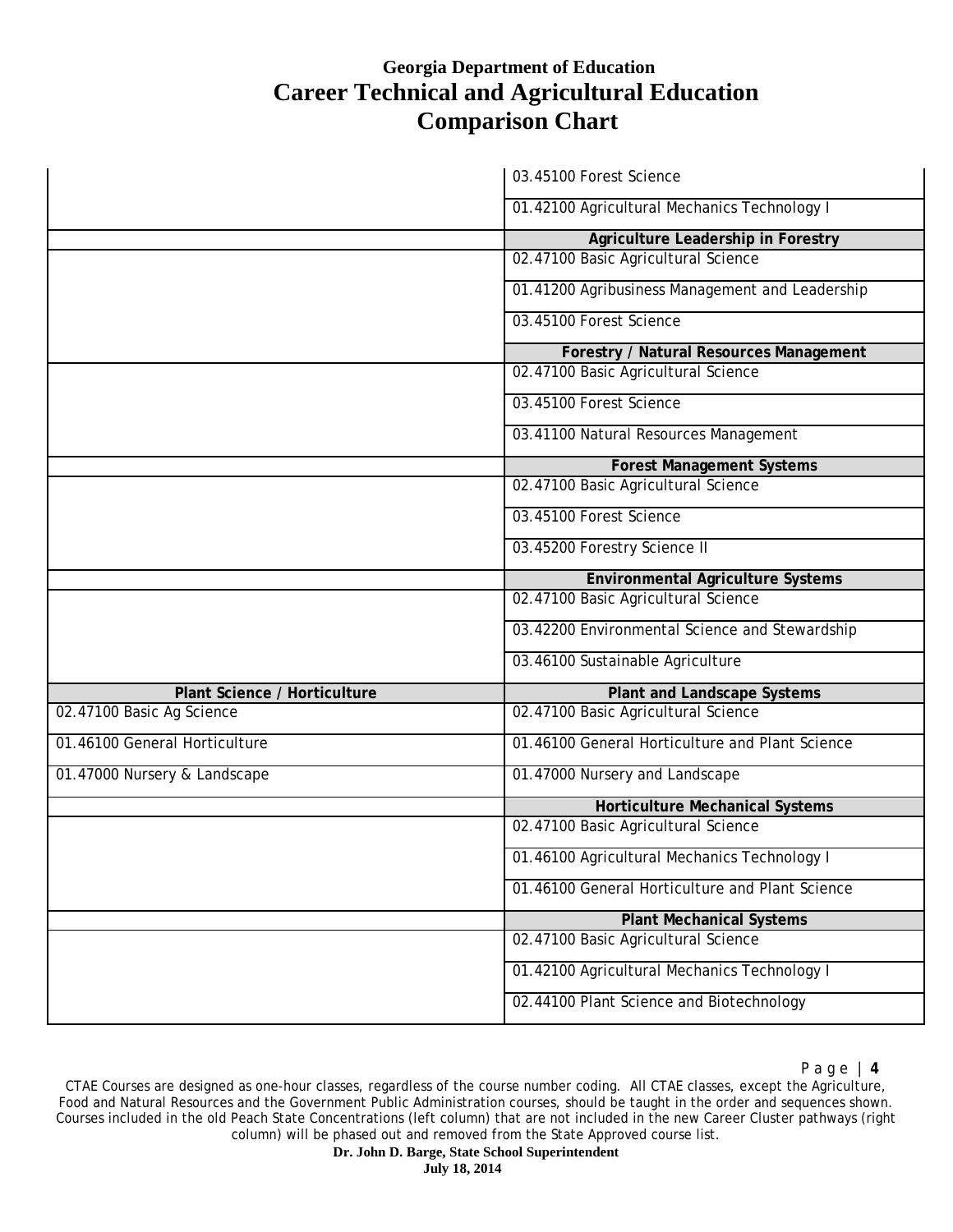# Georgia Department of Education
# Career Technical and Agricultural Education
# Comparison Chart

| | |
|---|---|
| | 03.45100 Forest Science |
| | 01.42100 Agricultural Mechanics Technology I |
| | **Agriculture Leadership in Forestry** |
| | 02.47100 Basic Agricultural Science |
| | 01.41200 Agribusiness Management and Leadership |
| | 03.45100 Forest Science |
| | **Forestry / Natural Resources Management** |
| | 02.47100 Basic Agricultural Science |
| | 03.45100 Forest Science |
| | 03.41100 Natural Resources Management |
| | **Forest Management Systems** |
| | 02.47100 Basic Agricultural Science |
| | 03.45100 Forest Science |
| | 03.45200 Forestry Science II |
| | **Environmental Agriculture Systems** |
| | 02.47100 Basic Agricultural Science |
| | 03.42200 Environmental Science and Stewardship |
| | 03.46100 Sustainable Agriculture |
| **Plant Science / Horticulture** | **Plant and Landscape Systems** |
| 02.47100 Basic Ag Science | 02.47100 Basic Agricultural Science |
| 01.46100 General Horticulture | 01.46100 General Horticulture and Plant Science |
| 01.47000 Nursery & Landscape | 01.47000 Nursery and Landscape |
| | **Horticulture Mechanical Systems** |
| | 02.47100 Basic Agricultural Science |
| | 01.46100 Agricultural Mechanics Technology I |
| | 01.46100 General Horticulture and Plant Science |
| | **Plant Mechanical Systems** |
| | 02.47100 Basic Agricultural Science |
| | 01.42100 Agricultural Mechanics Technology I |
| | 02.44100 Plant Science and Biotechnology |

CTAE Courses are designed as one-hour classes, regardless of the course number coding. All CTAE classes, except the Agriculture, Food and Natural Resources and the Government Public Administration courses, should be taught in the order and sequences shown. Courses included in the old Peach State Concentrations (left column) that are not included in the new Career Cluster pathways (right column) will be phased out and removed from the State Approved course list.

**Dr. John D. Barge, State School Superintendent**
**July 18, 2014**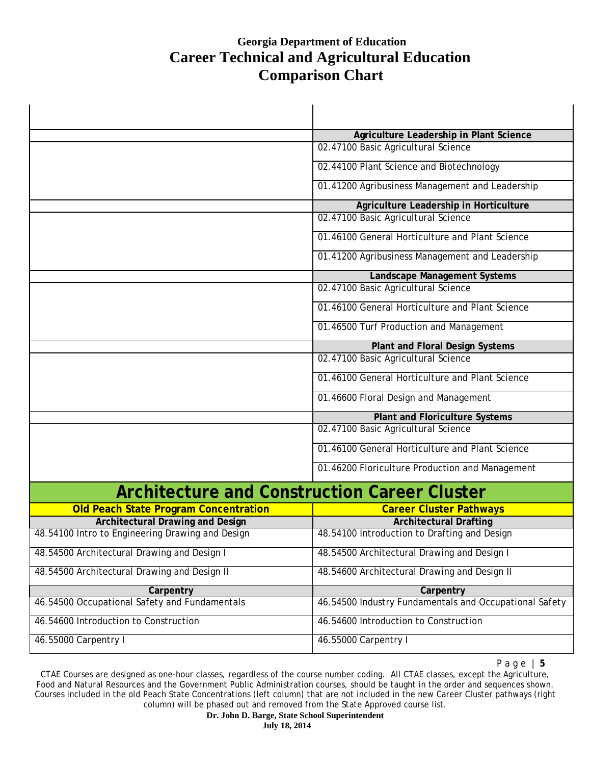# Georgia Department of Education
## Career Technical and Agricultural Education
## Comparison Chart

| | |
|---|---|
| | **Agriculture Leadership in Plant Science** |
| | 02.47100 Basic Agricultural Science |
| | 02.44100 Plant Science and Biotechnology |
| | 01.41200 Agribusiness Management and Leadership |
| | **Agriculture Leadership in Horticulture** |
| | 02.47100 Basic Agricultural Science |
| | 01.46100 General Horticulture and Plant Science |
| | 01.41200 Agribusiness Management and Leadership |
| | **Landscape Management Systems** |
| | 02.47100 Basic Agricultural Science |
| | 01.46100 General Horticulture and Plant Science |
| | 01.46500 Turf Production and Management |
| | **Plant and Floral Design Systems** |
| | 02.47100 Basic Agricultural Science |
| | 01.46100 General Horticulture and Plant Science |
| | 01.46600 Floral Design and Management |
| | **Plant and Floriculture Systems** |
| | 02.47100 Basic Agricultural Science |
| | 01.46100 General Horticulture and Plant Science |
| | 01.46200 Floriculture Production and Management |

## Architecture and Construction Career Cluster

| Old Peach State Program Concentration | Career Cluster Pathways |
|---|---|
| **Architectural Drawing and Design** | **Architectural Drafting** |
| 48.54100 Intro to Engineering Drawing and Design | 48.54100 Introduction to Drafting and Design |
| 48.54500 Architectural Drawing and Design I | 48.54500 Architectural Drawing and Design I |
| 48.54500 Architectural Drawing and Design II | 48.54600 Architectural Drawing and Design II |
| **Carpentry** | **Carpentry** |
| 46.54500 Occupational Safety and Fundamentals | 46.54500 Industry Fundamentals and Occupational Safety |
| 46.54600 Introduction to Construction | 46.54600 Introduction to Construction |
| 46.55000 Carpentry I | 46.55000 Carpentry I |

CTAE Courses are designed as one-hour classes, regardless of the course number coding. All CTAE classes, except the Agriculture, Food and Natural Resources and the Government Public Administration courses, should be taught in the order and sequences shown. Courses included in the old Peach State Concentrations (left column) that are not included in the new Career Cluster pathways (right column) will be phased out and removed from the State Approved course list.

**Dr. John D. Barge, State School Superintendent**
**July 18, 2014**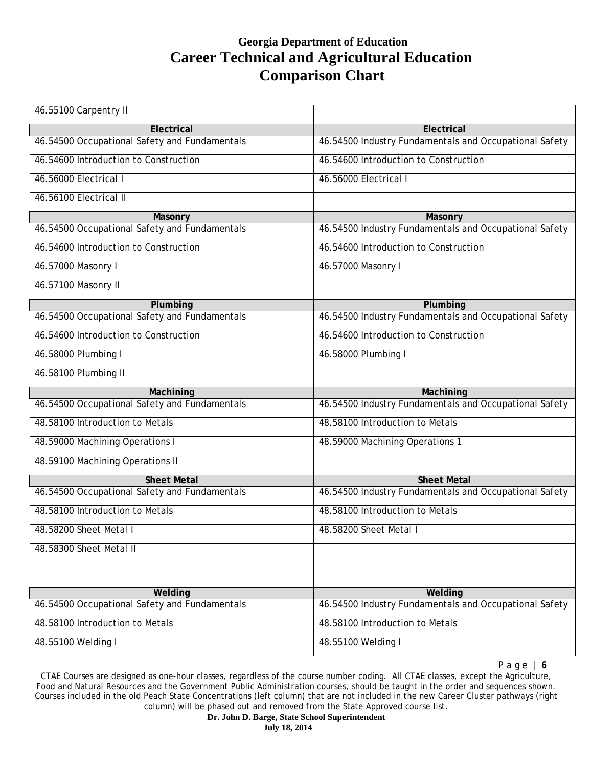# Georgia Department of Education
# Career Technical and Agricultural Education
# Comparison Chart

| | |
|---|---|
| 46.55100 Carpentry II | |
| **Electrical** | **Electrical** |
| 46.54500 Occupational Safety and Fundamentals | 46.54500 Industry Fundamentals and Occupational Safety |
| 46.54600 Introduction to Construction | 46.54600 Introduction to Construction |
| 46.56000 Electrical I | 46.56000 Electrical I |
| 46.56100 Electrical II | |
| **Masonry** | **Masonry** |
| 46.54500 Occupational Safety and Fundamentals | 46.54500 Industry Fundamentals and Occupational Safety |
| 46.54600 Introduction to Construction | 46.54600 Introduction to Construction |
| 46.57000 Masonry I | 46.57000 Masonry I |
| 46.57100 Masonry II | |
| **Plumbing** | **Plumbing** |
| 46.54500 Occupational Safety and Fundamentals | 46.54500 Industry Fundamentals and Occupational Safety |
| 46.54600 Introduction to Construction | 46.54600 Introduction to Construction |
| 46.58000 Plumbing I | 46.58000 Plumbing I |
| 46.58100 Plumbing II | |
| **Machining** | **Machining** |
| 46.54500 Occupational Safety and Fundamentals | 46.54500 Industry Fundamentals and Occupational Safety |
| 48.58100 Introduction to Metals | 48.58100 Introduction to Metals |
| 48.59000 Machining Operations I | 48.59000 Machining Operations 1 |
| 48.59100 Machining Operations II | |
| **Sheet Metal** | **Sheet Metal** |
| 46.54500 Occupational Safety and Fundamentals | 46.54500 Industry Fundamentals and Occupational Safety |
| 48.58100 Introduction to Metals | 48.58100 Introduction to Metals |
| 48.58200 Sheet Metal I | 48.58200 Sheet Metal I |
| 48.58300 Sheet Metal II | |
| **Welding** | **Welding** |
| 46.54500 Occupational Safety and Fundamentals | 46.54500 Industry Fundamentals and Occupational Safety |
| 48.58100 Introduction to Metals | 48.58100 Introduction to Metals |
| 48.55100 Welding I | 48.55100 Welding I |

CTAE Courses are designed as one-hour classes, regardless of the course number coding. All CTAE classes, except the Agriculture, Food and Natural Resources and the Government Public Administration courses, should be taught in the order and sequences shown. Courses included in the old Peach State Concentrations (left column) that are not included in the new Career Cluster pathways (right column) will be phased out and removed from the State Approved course list.

**Dr. John D. Barge, State School Superintendent**
**July 18, 2014**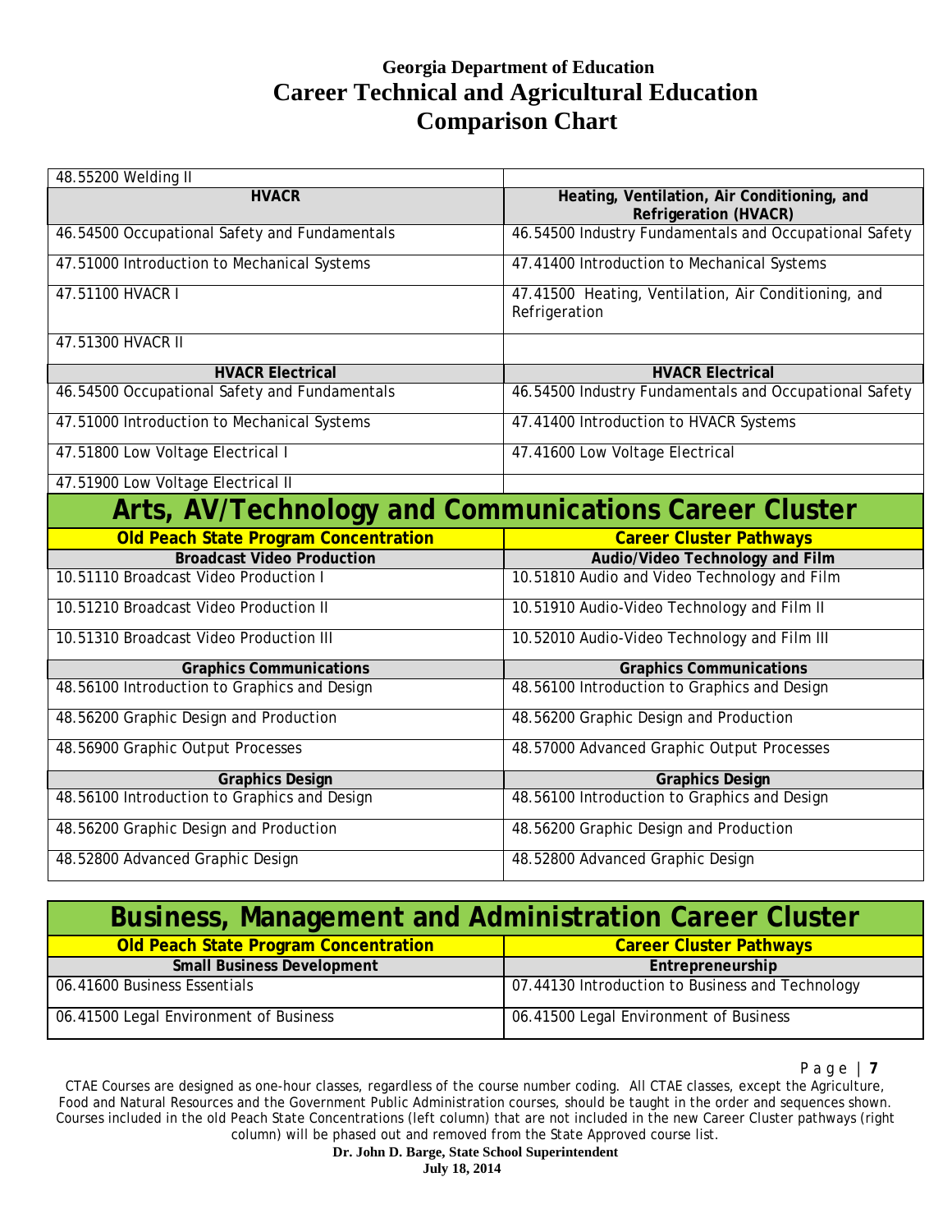# Georgia Department of Education
# Career Technical and Agricultural Education
# Comparison Chart

| | |
|---|---|
| 48.55200 Welding II | |
| **HVACR** | **Heating, Ventilation, Air Conditioning, and Refrigeration (HVACR)** |
| 46.54500 Occupational Safety and Fundamentals | 46.54500 Industry Fundamentals and Occupational Safety |
| 47.51000 Introduction to Mechanical Systems | 47.41400 Introduction to Mechanical Systems |
| 47.51100 HVACR I | 47.41500 Heating, Ventilation, Air Conditioning, and Refrigeration |
| 47.51300 HVACR II | |
| **HVACR Electrical** | **HVACR Electrical** |
| 46.54500 Occupational Safety and Fundamentals | 46.54500 Industry Fundamentals and Occupational Safety |
| 47.51000 Introduction to Mechanical Systems | 47.41400 Introduction to HVACR Systems |
| 47.51800 Low Voltage Electrical I | 47.41600 Low Voltage Electrical |
| 47.51900 Low Voltage Electrical II | |

## Arts, AV/Technology and Communications Career Cluster

| Old Peach State Program Concentration | Career Cluster Pathways |
|---|---|
| **Broadcast Video Production** | **Audio/Video Technology and Film** |
| 10.51110 Broadcast Video Production I | 10.51810 Audio and Video Technology and Film |
| 10.51210 Broadcast Video Production II | 10.51910 Audio-Video Technology and Film II |
| 10.51310 Broadcast Video Production III | 10.52010 Audio-Video Technology and Film III |
| **Graphics Communications** | **Graphics Communications** |
| 48.56100 Introduction to Graphics and Design | 48.56100 Introduction to Graphics and Design |
| 48.56200 Graphic Design and Production | 48.56200 Graphic Design and Production |
| 48.56900 Graphic Output Processes | 48.57000 Advanced Graphic Output Processes |
| **Graphics Design** | **Graphics Design** |
| 48.56100 Introduction to Graphics and Design | 48.56100 Introduction to Graphics and Design |
| 48.56200 Graphic Design and Production | 48.56200 Graphic Design and Production |
| 48.52800 Advanced Graphic Design | 48.52800 Advanced Graphic Design |

## Business, Management and Administration Career Cluster

| Old Peach State Program Concentration | Career Cluster Pathways |
|---|---|
| **Small Business Development** | **Entrepreneurship** |
| 06.41600 Business Essentials | 07.44130 Introduction to Business and Technology |
| 06.41500 Legal Environment of Business | 06.41500 Legal Environment of Business |

CTAE Courses are designed as one-hour classes, regardless of the course number coding. All CTAE classes, except the Agriculture, Food and Natural Resources and the Government Public Administration courses, should be taught in the order and sequences shown. Courses included in the old Peach State Concentrations (left column) that are not included in the new Career Cluster pathways (right column) will be phased out and removed from the State Approved course list.

**Dr. John D. Barge, State School Superintendent**
**July 18, 2014**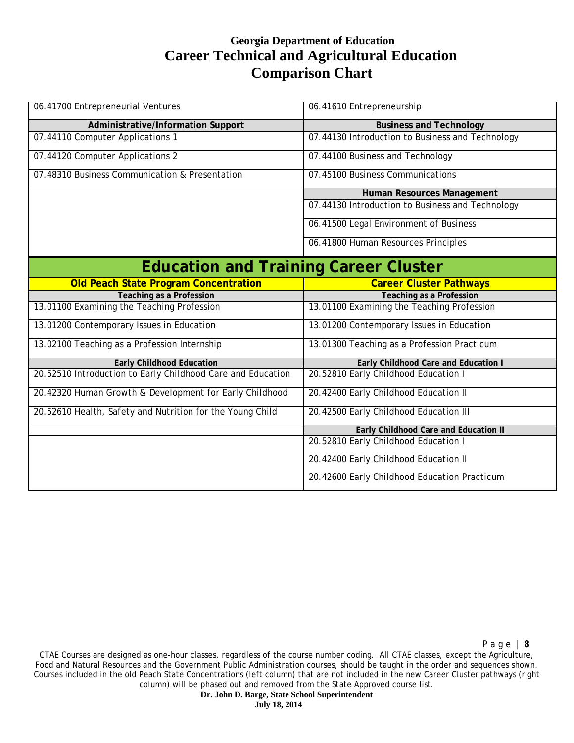# Georgia Department of Education
# Career Technical and Agricultural Education
# Comparison Chart

| | |
|---|---|
| 06.41700 Entrepreneurial Ventures | 06.41610 Entrepreneurship |
| **Administrative/Information Support** | **Business and Technology** |
| 07.44110 Computer Applications 1 | 07.44130 Introduction to Business and Technology |
| 07.44120 Computer Applications 2 | 07.44100 Business and Technology |
| 07.48310 Business Communication & Presentation | 07.45100 Business Communications |
| | **Human Resources Management** |
| | 07.44130 Introduction to Business and Technology |
| | 06.41500 Legal Environment of Business |
| | 06.41800 Human Resources Principles |

## Education and Training Career Cluster

| Old Peach State Program Concentration | Career Cluster Pathways |
|---|---|
| **Teaching as a Profession** | **Teaching as a Profession** |
| 13.01100 Examining the Teaching Profession | 13.01100 Examining the Teaching Profession |
| 13.01200 Contemporary Issues in Education | 13.01200 Contemporary Issues in Education |
| 13.02100 Teaching as a Profession Internship | 13.01300 Teaching as a Profession Practicum |
| **Early Childhood Education** | **Early Childhood Care and Education I** |
| 20.52510 Introduction to Early Childhood Care and Education | 20.52810 Early Childhood Education I |
| 20.42320 Human Growth & Development for Early Childhood | 20.42400 Early Childhood Education II |
| 20.52610 Health, Safety and Nutrition for the Young Child | 20.42500 Early Childhood Education III |
| | **Early Childhood Care and Education II** |
| | 20.52810 Early Childhood Education I |
| | 20.42400 Early Childhood Education II |
| | 20.42600 Early Childhood Education Practicum |

CTAE Courses are designed as one-hour classes, regardless of the course number coding. All CTAE classes, except the Agriculture, Food and Natural Resources and the Government Public Administration courses, should be taught in the order and sequences shown. Courses included in the old Peach State Concentrations (left column) that are not included in the new Career Cluster pathways (right column) will be phased out and removed from the State Approved course list.

**Dr. John D. Barge, State School Superintendent**
**July 18, 2014**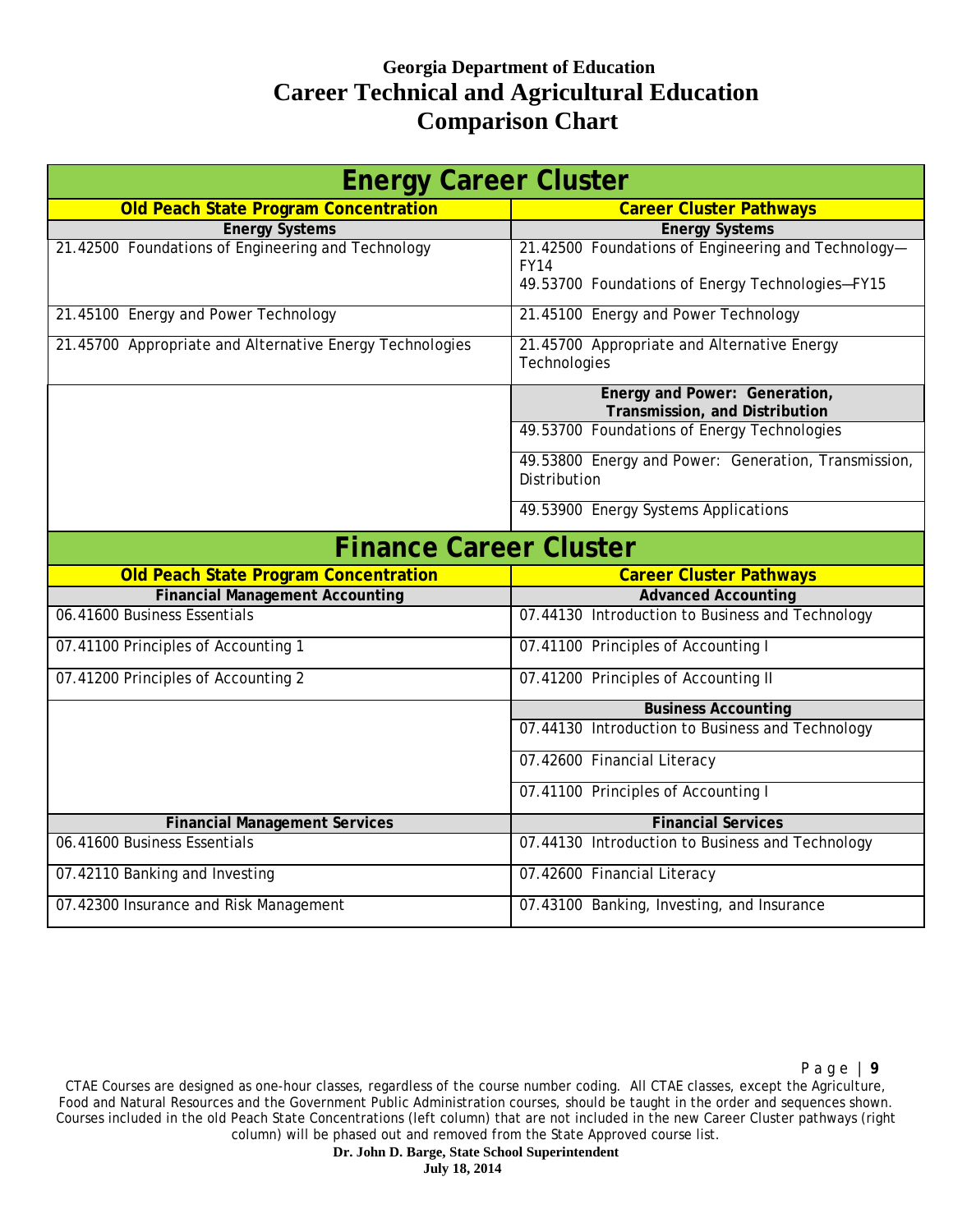# Georgia Department of Education
# Career Technical and Agricultural Education
# Comparison Chart

## Energy Career Cluster

| Old Peach State Program Concentration | Career Cluster Pathways |
|---|---|
| **Energy Systems** | **Energy Systems** |
| 21.42500 Foundations of Engineering and Technology | 21.42500 Foundations of Engineering and Technology—FY14<br>49.53700 Foundations of Energy Technologies—FY15 |
| 21.45100 Energy and Power Technology | 21.45100 Energy and Power Technology |
| 21.45700 Appropriate and Alternative Energy Technologies | 21.45700 Appropriate and Alternative Energy Technologies |
| | **Energy and Power: Generation, Transmission, and Distribution** |
| | 49.53700 Foundations of Energy Technologies |
| | 49.53800 Energy and Power: Generation, Transmission, Distribution |
| | 49.53900 Energy Systems Applications |

## Finance Career Cluster

| Old Peach State Program Concentration | Career Cluster Pathways |
|---|---|
| **Financial Management Accounting** | **Advanced Accounting** |
| 06.41600 Business Essentials | 07.44130 Introduction to Business and Technology |
| 07.41100 Principles of Accounting 1 | 07.41100 Principles of Accounting I |
| 07.41200 Principles of Accounting 2 | 07.41200 Principles of Accounting II |
| | **Business Accounting** |
| | 07.44130 Introduction to Business and Technology |
| | 07.42600 Financial Literacy |
| | 07.41100 Principles of Accounting I |
| **Financial Management Services** | **Financial Services** |
| 06.41600 Business Essentials | 07.44130 Introduction to Business and Technology |
| 07.42110 Banking and Investing | 07.42600 Financial Literacy |
| 07.42300 Insurance and Risk Management | 07.43100 Banking, Investing, and Insurance |

CTAE Courses are designed as one-hour classes, regardless of the course number coding. All CTAE classes, except the Agriculture, Food and Natural Resources and the Government Public Administration courses, should be taught in the order and sequences shown. Courses included in the old Peach State Concentrations (left column) that are not included in the new Career Cluster pathways (right column) will be phased out and removed from the State Approved course list.

**Dr. John D. Barge, State School Superintendent**
**July 18, 2014**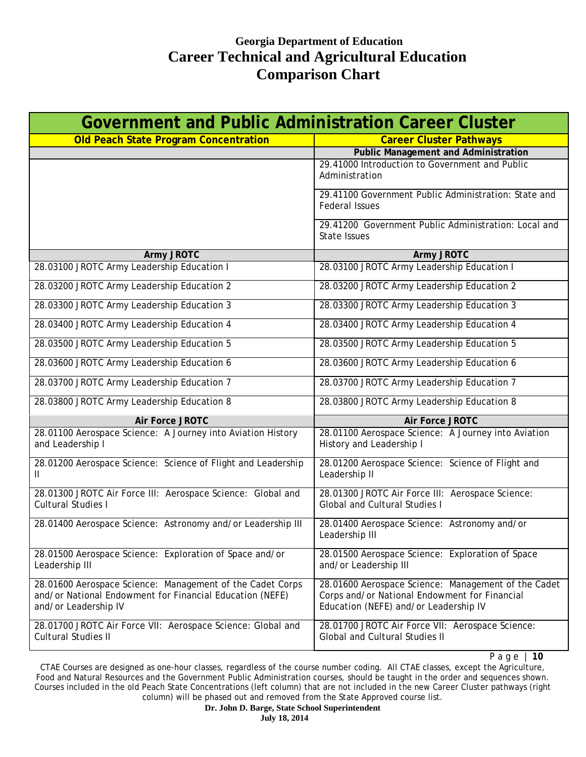# Georgia Department of Education
# Career Technical and Agricultural Education
# Comparison Chart

| Government and Public Administration Career Cluster | |
|---|---|
| **Old Peach State Program Concentration** | **Career Cluster Pathways** |
| | **Public Management and Administration** |
| | 29.41000 Introduction to Government and Public Administration |
| | 29.41100 Government Public Administration: State and Federal Issues |
| | 29.41200 Government Public Administration: Local and State Issues |
| **Army JROTC** | **Army JROTC** |
| 28.03100 JROTC Army Leadership Education I | 28.03100 JROTC Army Leadership Education I |
| 28.03200 JROTC Army Leadership Education 2 | 28.03200 JROTC Army Leadership Education 2 |
| 28.03300 JROTC Army Leadership Education 3 | 28.03300 JROTC Army Leadership Education 3 |
| 28.03400 JROTC Army Leadership Education 4 | 28.03400 JROTC Army Leadership Education 4 |
| 28.03500 JROTC Army Leadership Education 5 | 28.03500 JROTC Army Leadership Education 5 |
| 28.03600 JROTC Army Leadership Education 6 | 28.03600 JROTC Army Leadership Education 6 |
| 28.03700 JROTC Army Leadership Education 7 | 28.03700 JROTC Army Leadership Education 7 |
| 28.03800 JROTC Army Leadership Education 8 | 28.03800 JROTC Army Leadership Education 8 |
| **Air Force JROTC** | **Air Force JROTC** |
| 28.01100 Aerospace Science: A Journey into Aviation History and Leadership I | 28.01100 Aerospace Science: A Journey into Aviation History and Leadership I |
| 28.01200 Aerospace Science: Science of Flight and Leadership II | 28.01200 Aerospace Science: Science of Flight and Leadership II |
| 28.01300 JROTC Air Force III: Aerospace Science: Global and Cultural Studies I | 28.01300 JROTC Air Force III: Aerospace Science: Global and Cultural Studies I |
| 28.01400 Aerospace Science: Astronomy and/or Leadership III | 28.01400 Aerospace Science: Astronomy and/or Leadership III |
| 28.01500 Aerospace Science: Exploration of Space and/or Leadership III | 28.01500 Aerospace Science: Exploration of Space and/or Leadership III |
| 28.01600 Aerospace Science: Management of the Cadet Corps and/or National Endowment for Financial Education (NEFE) and/or Leadership IV | 28.01600 Aerospace Science: Management of the Cadet Corps and/or National Endowment for Financial Education (NEFE) and/or Leadership IV |
| 28.01700 JROTC Air Force VII: Aerospace Science: Global and Cultural Studies II | 28.01700 JROTC Air Force VII: Aerospace Science: Global and Cultural Studies II |

CTAE Courses are designed as one-hour classes, regardless of the course number coding. All CTAE classes, except the Agriculture, Food and Natural Resources and the Government Public Administration courses, should be taught in the order and sequences shown. Courses included in the old Peach State Concentrations (left column) that are not included in the new Career Cluster pathways (right column) will be phased out and removed from the State Approved course list.

**Dr. John D. Barge, State School Superintendent**
**July 18, 2014**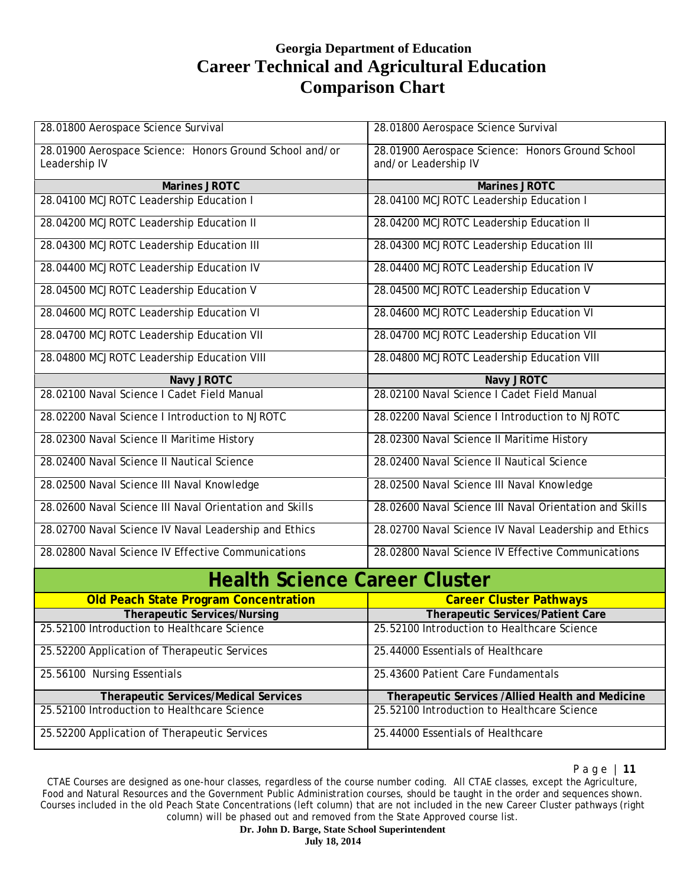# Georgia Department of Education
# Career Technical and Agricultural Education
# Comparison Chart

| | |
|---|---|
| 28.01800 Aerospace Science Survival | 28.01800 Aerospace Science Survival |
| 28.01900 Aerospace Science: Honors Ground School and/or Leadership IV | 28.01900 Aerospace Science: Honors Ground School and/or Leadership IV |
| **Marines JROTC** | **Marines JROTC** |
| 28.04100 MCJROTC Leadership Education I | 28.04100 MCJROTC Leadership Education I |
| 28.04200 MCJROTC Leadership Education II | 28.04200 MCJROTC Leadership Education II |
| 28.04300 MCJROTC Leadership Education III | 28.04300 MCJROTC Leadership Education III |
| 28.04400 MCJROTC Leadership Education IV | 28.04400 MCJROTC Leadership Education IV |
| 28.04500 MCJROTC Leadership Education V | 28.04500 MCJROTC Leadership Education V |
| 28.04600 MCJROTC Leadership Education VI | 28.04600 MCJROTC Leadership Education VI |
| 28.04700 MCJROTC Leadership Education VII | 28.04700 MCJROTC Leadership Education VII |
| 28.04800 MCJROTC Leadership Education VIII | 28.04800 MCJROTC Leadership Education VIII |
| **Navy JROTC** | **Navy JROTC** |
| 28.02100 Naval Science I Cadet Field Manual | 28.02100 Naval Science I Cadet Field Manual |
| 28.02200 Naval Science I Introduction to NJROTC | 28.02200 Naval Science I Introduction to NJROTC |
| 28.02300 Naval Science II Maritime History | 28.02300 Naval Science II Maritime History |
| 28.02400 Naval Science II Nautical Science | 28.02400 Naval Science II Nautical Science |
| 28.02500 Naval Science III Naval Knowledge | 28.02500 Naval Science III Naval Knowledge |
| 28.02600 Naval Science III Naval Orientation and Skills | 28.02600 Naval Science III Naval Orientation and Skills |
| 28.02700 Naval Science IV Naval Leadership and Ethics | 28.02700 Naval Science IV Naval Leadership and Ethics |
| 28.02800 Naval Science IV Effective Communications | 28.02800 Naval Science IV Effective Communications |

## Health Science Career Cluster

| Old Peach State Program Concentration | Career Cluster Pathways |
|---|---|
| **Therapeutic Services/Nursing** | **Therapeutic Services/Patient Care** |
| 25.52100 Introduction to Healthcare Science | 25.52100 Introduction to Healthcare Science |
| 25.52200 Application of Therapeutic Services | 25.44000 Essentials of Healthcare |
| 25.56100 Nursing Essentials | 25.43600 Patient Care Fundamentals |
| **Therapeutic Services/Medical Services** | **Therapeutic Services /Allied Health and Medicine** |
| 25.52100 Introduction to Healthcare Science | 25.52100 Introduction to Healthcare Science |
| 25.52200 Application of Therapeutic Services | 25.44000 Essentials of Healthcare |

CTAE Courses are designed as one-hour classes, regardless of the course number coding. All CTAE classes, except the Agriculture, Food and Natural Resources and the Government Public Administration courses, should be taught in the order and sequences shown. Courses included in the old Peach State Concentrations (left column) that are not included in the new Career Cluster pathways (right column) will be phased out and removed from the State Approved course list.

**Dr. John D. Barge, State School Superintendent**
**July 18, 2014**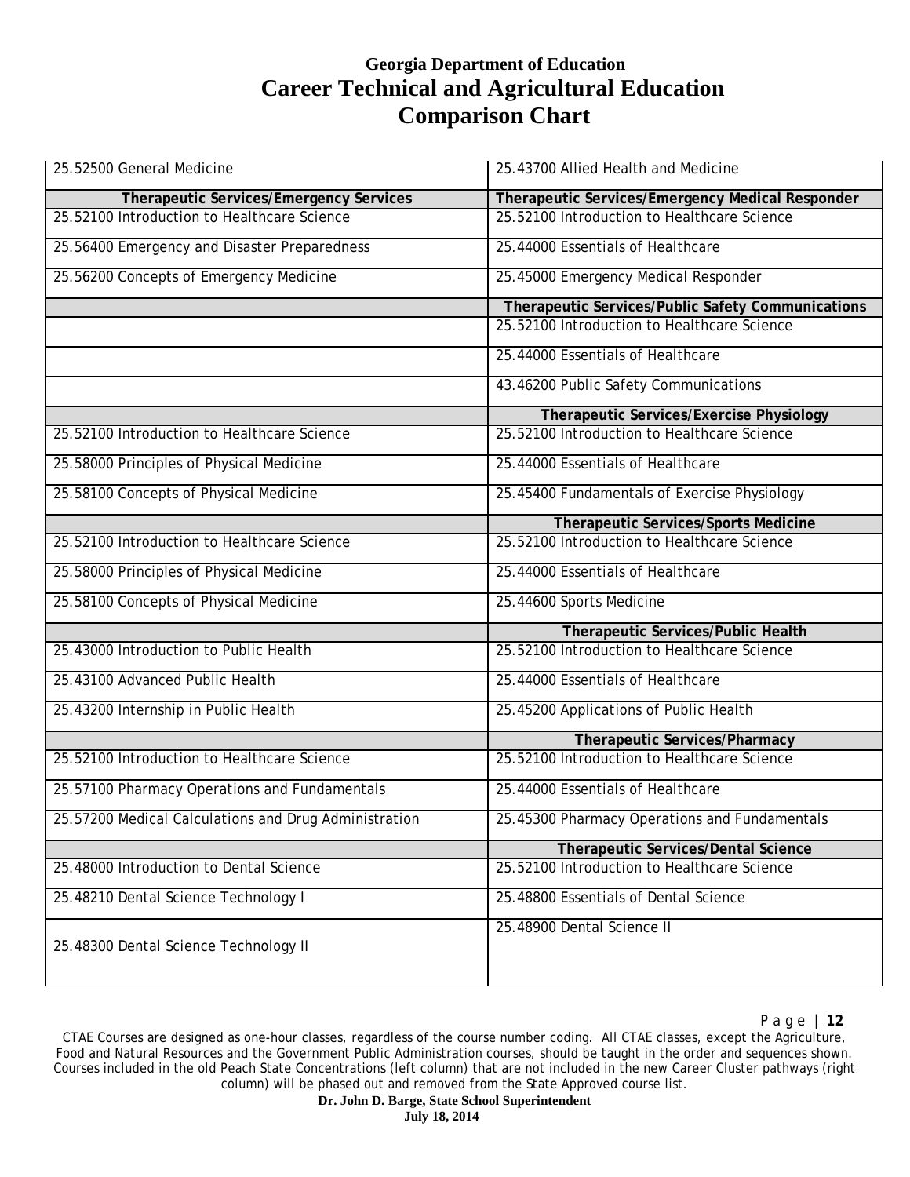# Georgia Department of Education
# Career Technical and Agricultural Education
# Comparison Chart

| 25.52500 General Medicine | 25.43700 Allied Health and Medicine |
|---|---|
| **Therapeutic Services/Emergency Services** | **Therapeutic Services/Emergency Medical Responder** |
| 25.52100 Introduction to Healthcare Science | 25.52100 Introduction to Healthcare Science |
| 25.56400 Emergency and Disaster Preparedness | 25.44000 Essentials of Healthcare |
| 25.56200 Concepts of Emergency Medicine | 25.45000 Emergency Medical Responder |
| | **Therapeutic Services/Public Safety Communications** |
| | 25.52100 Introduction to Healthcare Science |
| | 25.44000 Essentials of Healthcare |
| | 43.46200 Public Safety Communications |
| | **Therapeutic Services/Exercise Physiology** |
| 25.52100 Introduction to Healthcare Science | 25.52100 Introduction to Healthcare Science |
| 25.58000 Principles of Physical Medicine | 25.44000 Essentials of Healthcare |
| 25.58100 Concepts of Physical Medicine | 25.45400 Fundamentals of Exercise Physiology |
| | **Therapeutic Services/Sports Medicine** |
| 25.52100 Introduction to Healthcare Science | 25.52100 Introduction to Healthcare Science |
| 25.58000 Principles of Physical Medicine | 25.44000 Essentials of Healthcare |
| 25.58100 Concepts of Physical Medicine | 25.44600 Sports Medicine |
| | **Therapeutic Services/Public Health** |
| 25.43000 Introduction to Public Health | 25.52100 Introduction to Healthcare Science |
| 25.43100 Advanced Public Health | 25.44000 Essentials of Healthcare |
| 25.43200 Internship in Public Health | 25.45200 Applications of Public Health |
| | **Therapeutic Services/Pharmacy** |
| 25.52100 Introduction to Healthcare Science | 25.52100 Introduction to Healthcare Science |
| 25.57100 Pharmacy Operations and Fundamentals | 25.44000 Essentials of Healthcare |
| 25.57200 Medical Calculations and Drug Administration | 25.45300 Pharmacy Operations and Fundamentals |
| | **Therapeutic Services/Dental Science** |
| 25.48000 Introduction to Dental Science | 25.52100 Introduction to Healthcare Science |
| 25.48210 Dental Science Technology I | 25.48800 Essentials of Dental Science |
| 25.48300 Dental Science Technology II | 25.48900 Dental Science II |

CTAE Courses are designed as one-hour classes, regardless of the course number coding. All CTAE classes, except the Agriculture, Food and Natural Resources and the Government Public Administration courses, should be taught in the order and sequences shown. Courses included in the old Peach State Concentrations (left column) that are not included in the new Career Cluster pathways (right column) will be phased out and removed from the State Approved course list.

**Dr. John D. Barge, State School Superintendent**
**July 18, 2014**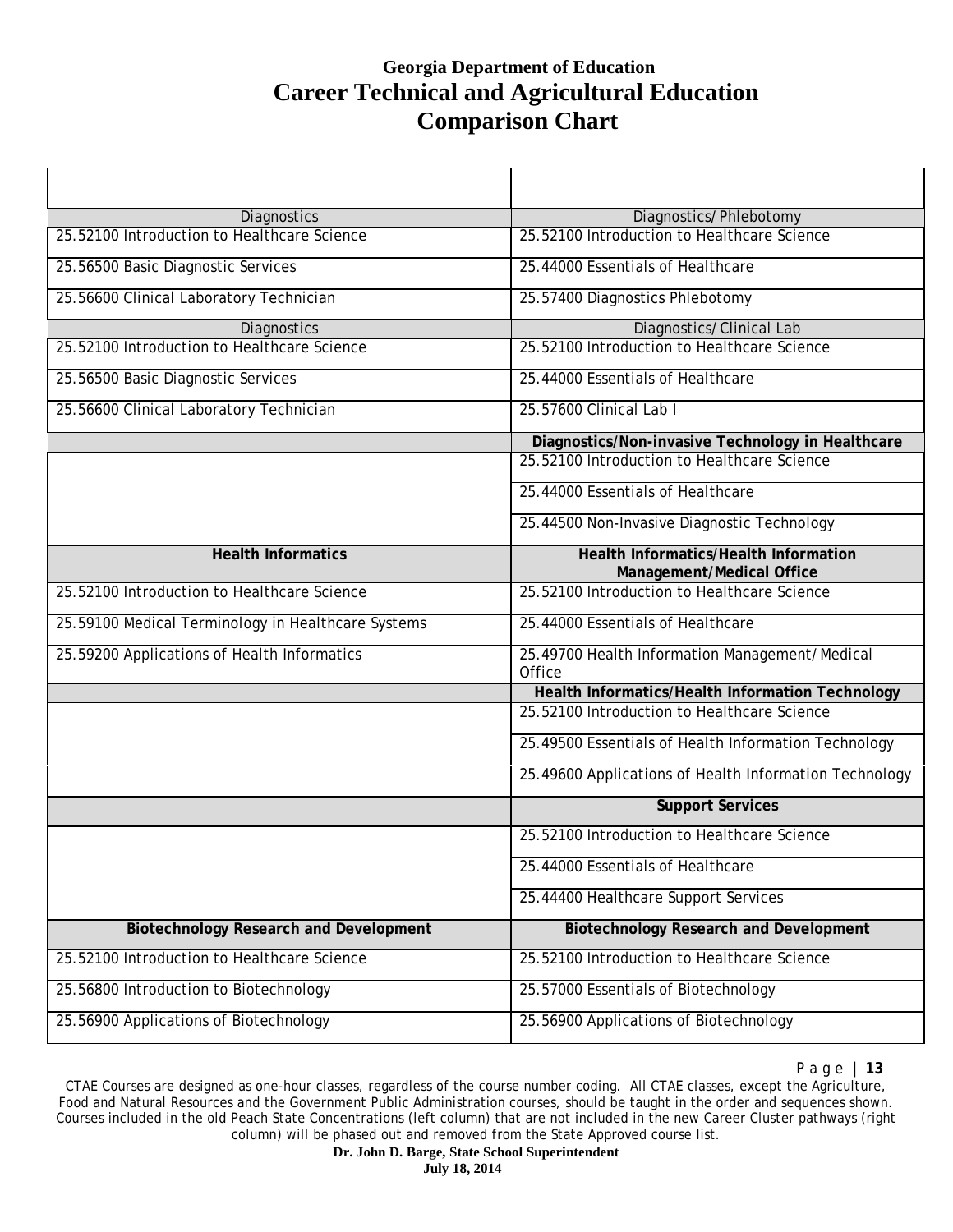# Georgia Department of Education
# Career Technical and Agricultural Education
# Comparison Chart

| | |
|---|---|
| Diagnostics | Diagnostics/Phlebotomy |
| 25.52100 Introduction to Healthcare Science | 25.52100 Introduction to Healthcare Science |
| 25.56500 Basic Diagnostic Services | 25.44000 Essentials of Healthcare |
| 25.56600 Clinical Laboratory Technician | 25.57400 Diagnostics Phlebotomy |
| Diagnostics | Diagnostics/Clinical Lab |
| 25.52100 Introduction to Healthcare Science | 25.52100 Introduction to Healthcare Science |
| 25.56500 Basic Diagnostic Services | 25.44000 Essentials of Healthcare |
| 25.56600 Clinical Laboratory Technician | 25.57600 Clinical Lab I |
| | **Diagnostics/Non-invasive Technology in Healthcare** |
| | 25.52100 Introduction to Healthcare Science |
| | 25.44000 Essentials of Healthcare |
| | 25.44500 Non-Invasive Diagnostic Technology |
| **Health Informatics** | **Health Informatics/Health Information Management/Medical Office** |
| 25.52100 Introduction to Healthcare Science | 25.52100 Introduction to Healthcare Science |
| 25.59100 Medical Terminology in Healthcare Systems | 25.44000 Essentials of Healthcare |
| 25.59200 Applications of Health Informatics | 25.49700 Health Information Management/Medical Office |
| | **Health Informatics/Health Information Technology** |
| | 25.52100 Introduction to Healthcare Science |
| | 25.49500 Essentials of Health Information Technology |
| | 25.49600 Applications of Health Information Technology |
| | **Support Services** |
| | 25.52100 Introduction to Healthcare Science |
| | 25.44000 Essentials of Healthcare |
| | 25.44400 Healthcare Support Services |
| **Biotechnology Research and Development** | **Biotechnology Research and Development** |
| 25.52100 Introduction to Healthcare Science | 25.52100 Introduction to Healthcare Science |
| 25.56800 Introduction to Biotechnology | 25.57000 Essentials of Biotechnology |
| 25.56900 Applications of Biotechnology | 25.56900 Applications of Biotechnology |

CTAE Courses are designed as one-hour classes, regardless of the course number coding. All CTAE classes, except the Agriculture, Food and Natural Resources and the Government Public Administration courses, should be taught in the order and sequences shown. Courses included in the old Peach State Concentrations (left column) that are not included in the new Career Cluster pathways (right column) will be phased out and removed from the State Approved course list.

**Dr. John D. Barge, State School Superintendent**
**July 18, 2014**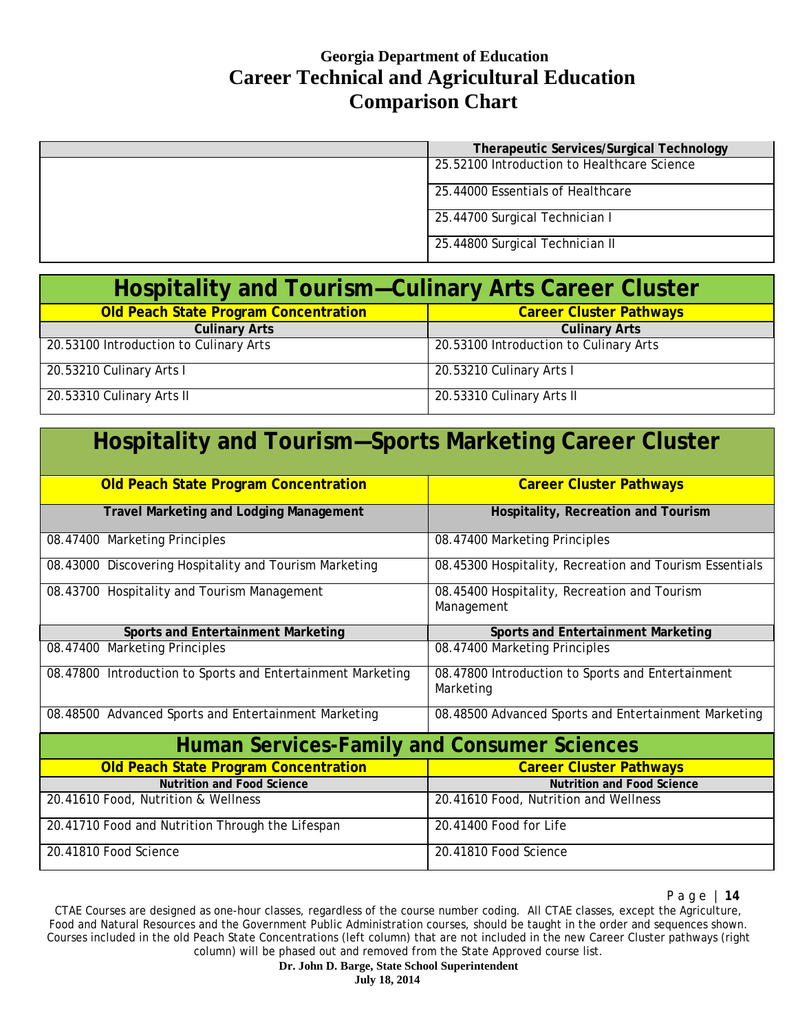# Georgia Department of Education
# Career Technical and Agricultural Education
# Comparison Chart

| | Therapeutic Services/Surgical Technology |
|---|---|
| | 25.52100 Introduction to Healthcare Science |
| | 25.44000 Essentials of Healthcare |
| | 25.44700 Surgical Technician I |
| | 25.44800 Surgical Technician II |

## Hospitality and Tourism—Culinary Arts Career Cluster

| Old Peach State Program Concentration | Career Cluster Pathways |
|---|---|
| **Culinary Arts** | **Culinary Arts** |
| 20.53100 Introduction to Culinary Arts | 20.53100 Introduction to Culinary Arts |
| 20.53210 Culinary Arts I | 20.53210 Culinary Arts I |
| 20.53310 Culinary Arts II | 20.53310 Culinary Arts II |

## Hospitality and Tourism—Sports Marketing Career Cluster

| Old Peach State Program Concentration | Career Cluster Pathways |
|---|---|
| **Travel Marketing and Lodging Management** | **Hospitality, Recreation and Tourism** |
| 08.47400 Marketing Principles | 08.47400 Marketing Principles |
| 08.43000 Discovering Hospitality and Tourism Marketing | 08.45300 Hospitality, Recreation and Tourism Essentials |
| 08.43700 Hospitality and Tourism Management | 08.45400 Hospitality, Recreation and Tourism Management |
| **Sports and Entertainment Marketing** | **Sports and Entertainment Marketing** |
| 08.47400 Marketing Principles | 08.47400 Marketing Principles |
| 08.47800 Introduction to Sports and Entertainment Marketing | 08.47800 Introduction to Sports and Entertainment Marketing |
| 08.48500 Advanced Sports and Entertainment Marketing | 08.48500 Advanced Sports and Entertainment Marketing |

## Human Services-Family and Consumer Sciences

| Old Peach State Program Concentration | Career Cluster Pathways |
|---|---|
| **Nutrition and Food Science** | **Nutrition and Food Science** |
| 20.41610 Food, Nutrition & Wellness | 20.41610 Food, Nutrition and Wellness |
| 20.41710 Food and Nutrition Through the Lifespan | 20.41400 Food for Life |
| 20.41810 Food Science | 20.41810 Food Science |

CTAE Courses are designed as one-hour classes, regardless of the course number coding. All CTAE classes, except the Agriculture, Food and Natural Resources and the Government Public Administration courses, should be taught in the order and sequences shown. Courses included in the old Peach State Concentrations (left column) that are not included in the new Career Cluster pathways (right column) will be phased out and removed from the State Approved course list.

**Dr. John D. Barge, State School Superintendent**
**July 18, 2014**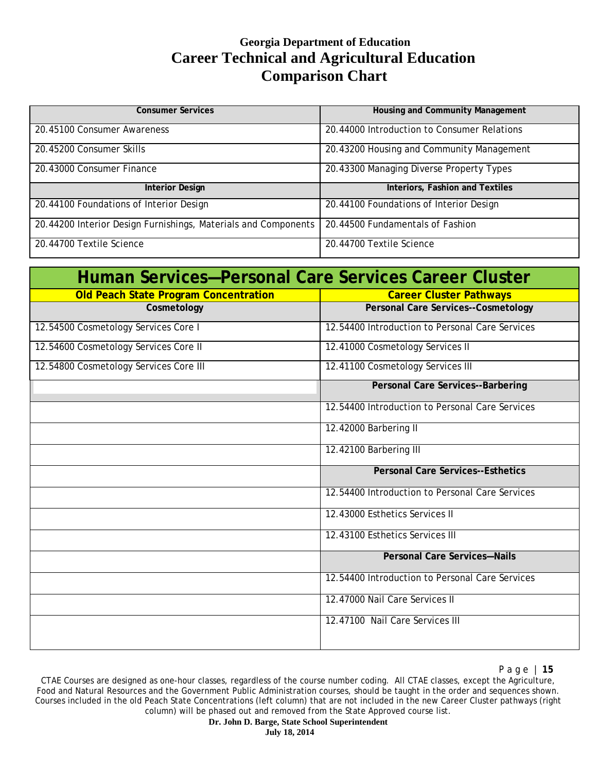# Georgia Department of Education
# Career Technical and Agricultural Education
# Comparison Chart

| Consumer Services | Housing and Community Management |
|---|---|
| 20.45100 Consumer Awareness | 20.44000 Introduction to Consumer Relations |
| 20.45200 Consumer Skills | 20.43200 Housing and Community Management |
| 20.43000 Consumer Finance | 20.43300 Managing Diverse Property Types |
| **Interior Design** | **Interiors, Fashion and Textiles** |
| 20.44100 Foundations of Interior Design | 20.44100 Foundations of Interior Design |
| 20.44200 Interior Design Furnishings, Materials and Components | 20.44500 Fundamentals of Fashion |
| 20.44700 Textile Science | 20.44700 Textile Science |

## Human Services—Personal Care Services Career Cluster

| Old Peach State Program Concentration | Career Cluster Pathways |
|---|---|
| **Cosmetology** | **Personal Care Services--Cosmetology** |
| 12.54500 Cosmetology Services Core I | 12.54400 Introduction to Personal Care Services |
| 12.54600 Cosmetology Services Core II | 12.41000 Cosmetology Services II |
| 12.54800 Cosmetology Services Core III | 12.41100 Cosmetology Services III |
| | **Personal Care Services--Barbering** |
| | 12.54400 Introduction to Personal Care Services |
| | 12.42000 Barbering II |
| | 12.42100 Barbering III |
| | **Personal Care Services--Esthetics** |
| | 12.54400 Introduction to Personal Care Services |
| | 12.43000 Esthetics Services II |
| | 12.43100 Esthetics Services III |
| | **Personal Care Services—Nails** |
| | 12.54400 Introduction to Personal Care Services |
| | 12.47000 Nail Care Services II |
| | 12.47100 Nail Care Services III |

CTAE Courses are designed as one-hour classes, regardless of the course number coding. All CTAE classes, except the Agriculture, Food and Natural Resources and the Government Public Administration courses, should be taught in the order and sequences shown. Courses included in the old Peach State Concentrations (left column) that are not included in the new Career Cluster pathways (right column) will be phased out and removed from the State Approved course list.

**Dr. John D. Barge, State School Superintendent**
**July 18, 2014**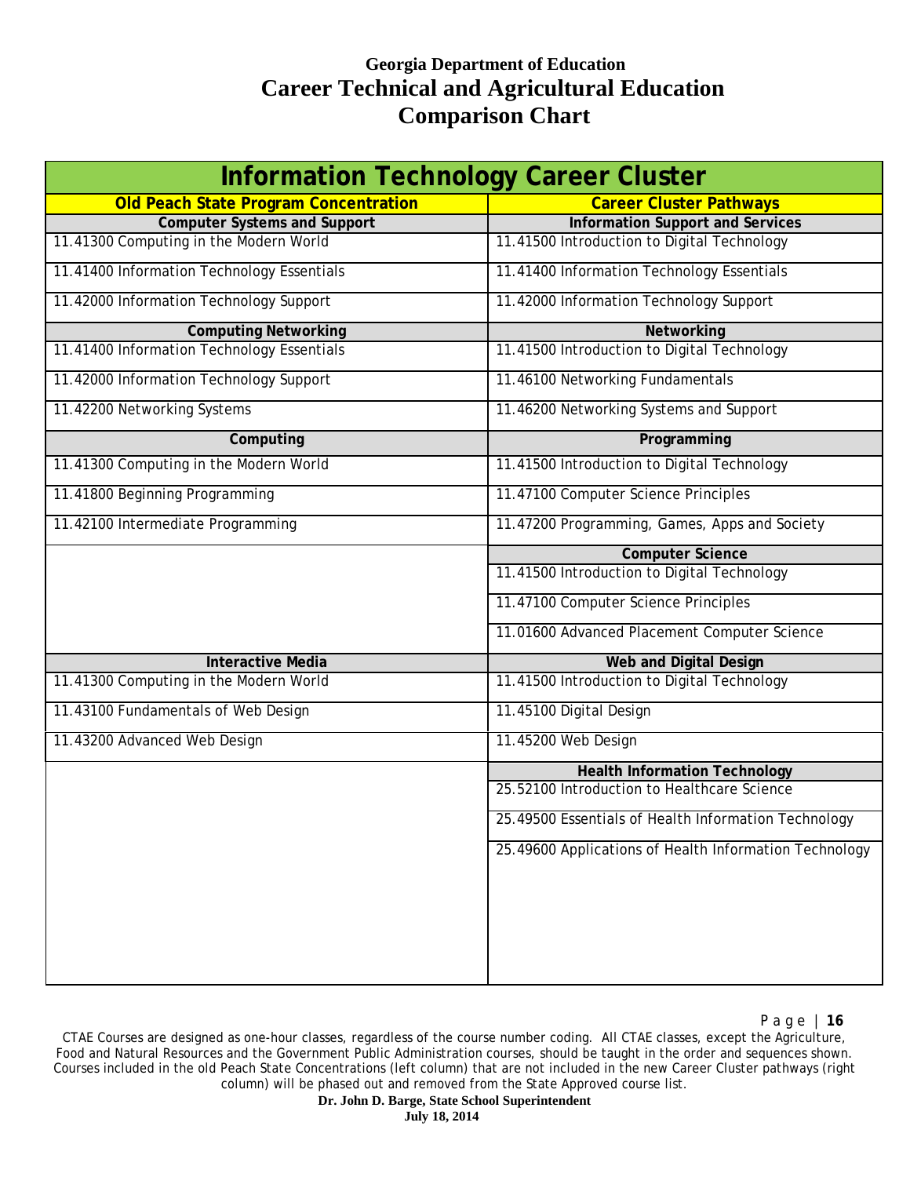# Georgia Department of Education
# Career Technical and Agricultural Education
# Comparison Chart

| Information Technology Career Cluster | |
|---|---|
| **Old Peach State Program Concentration** | **Career Cluster Pathways** |
| **Computer Systems and Support** | **Information Support and Services** |
| 11.41300 Computing in the Modern World | 11.41500 Introduction to Digital Technology |
| 11.41400 Information Technology Essentials | 11.41400 Information Technology Essentials |
| 11.42000 Information Technology Support | 11.42000 Information Technology Support |
| **Computing Networking** | **Networking** |
| 11.41400 Information Technology Essentials | 11.41500 Introduction to Digital Technology |
| 11.42000 Information Technology Support | 11.46100 Networking Fundamentals |
| 11.42200 Networking Systems | 11.46200 Networking Systems and Support |
| **Computing** | **Programming** |
| 11.41300 Computing in the Modern World | 11.41500 Introduction to Digital Technology |
| 11.41800 Beginning Programming | 11.47100 Computer Science Principles |
| 11.42100 Intermediate Programming | 11.47200 Programming, Games, Apps and Society |
| | **Computer Science** |
| | 11.41500 Introduction to Digital Technology |
| | 11.47100 Computer Science Principles |
| | 11.01600 Advanced Placement Computer Science |
| **Interactive Media** | **Web and Digital Design** |
| 11.41300 Computing in the Modern World | 11.41500 Introduction to Digital Technology |
| 11.43100 Fundamentals of Web Design | 11.45100 Digital Design |
| 11.43200 Advanced Web Design | 11.45200 Web Design |
| | **Health Information Technology** |
| | 25.52100 Introduction to Healthcare Science |
| | 25.49500 Essentials of Health Information Technology |
| | 25.49600 Applications of Health Information Technology |

CTAE Courses are designed as one-hour classes, regardless of the course number coding. All CTAE classes, except the Agriculture, Food and Natural Resources and the Government Public Administration courses, should be taught in the order and sequences shown. Courses included in the old Peach State Concentrations (left column) that are not included in the new Career Cluster pathways (right column) will be phased out and removed from the State Approved course list.

**Dr. John D. Barge, State School Superintendent**
**July 18, 2014**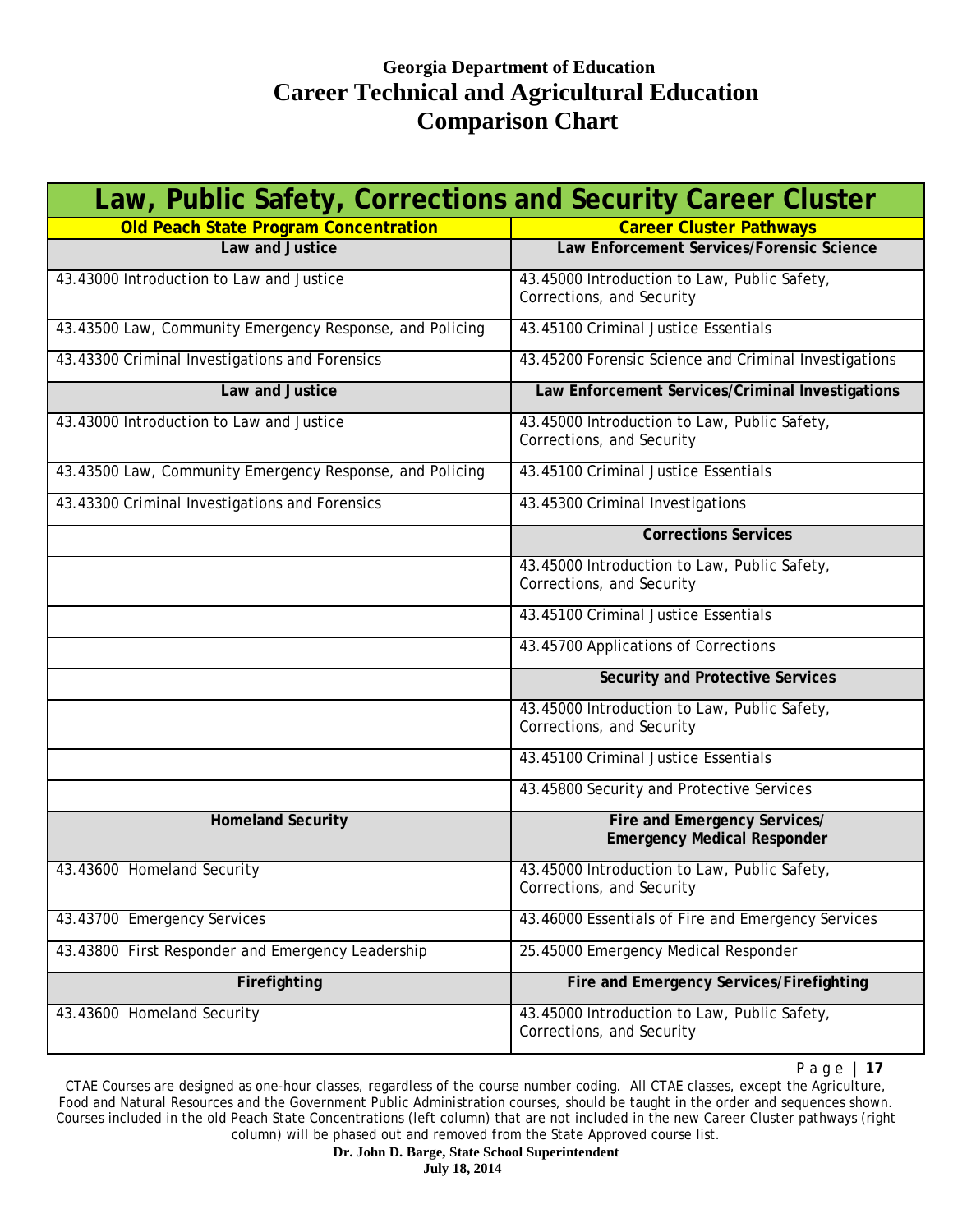# Georgia Department of Education
# Career Technical and Agricultural Education
# Comparison Chart

| Law, Public Safety, Corrections and Security Career Cluster | |
|---|---|
| **Old Peach State Program Concentration** | **Career Cluster Pathways** |
| **Law and Justice** | **Law Enforcement Services/Forensic Science** |
| 43.43000 Introduction to Law and Justice | 43.45000 Introduction to Law, Public Safety, Corrections, and Security |
| 43.43500 Law, Community Emergency Response, and Policing | 43.45100 Criminal Justice Essentials |
| 43.43300 Criminal Investigations and Forensics | 43.45200 Forensic Science and Criminal Investigations |
| **Law and Justice** | **Law Enforcement Services/Criminal Investigations** |
| 43.43000 Introduction to Law and Justice | 43.45000 Introduction to Law, Public Safety, Corrections, and Security |
| 43.43500 Law, Community Emergency Response, and Policing | 43.45100 Criminal Justice Essentials |
| 43.43300 Criminal Investigations and Forensics | 43.45300 Criminal Investigations |
| | **Corrections Services** |
| | 43.45000 Introduction to Law, Public Safety, Corrections, and Security |
| | 43.45100 Criminal Justice Essentials |
| | 43.45700 Applications of Corrections |
| | **Security and Protective Services** |
| | 43.45000 Introduction to Law, Public Safety, Corrections, and Security |
| | 43.45100 Criminal Justice Essentials |
| | 43.45800 Security and Protective Services |
| **Homeland Security** | **Fire and Emergency Services/ Emergency Medical Responder** |
| 43.43600 Homeland Security | 43.45000 Introduction to Law, Public Safety, Corrections, and Security |
| 43.43700 Emergency Services | 43.46000 Essentials of Fire and Emergency Services |
| 43.43800 First Responder and Emergency Leadership | 25.45000 Emergency Medical Responder |
| **Firefighting** | **Fire and Emergency Services/Firefighting** |
| 43.43600 Homeland Security | 43.45000 Introduction to Law, Public Safety, Corrections, and Security |

CTAE Courses are designed as one-hour classes, regardless of the course number coding. All CTAE classes, except the Agriculture, Food and Natural Resources and the Government Public Administration courses, should be taught in the order and sequences shown. Courses included in the old Peach State Concentrations (left column) that are not included in the new Career Cluster pathways (right column) will be phased out and removed from the State Approved course list.

**Dr. John D. Barge, State School Superintendent**
**July 18, 2014**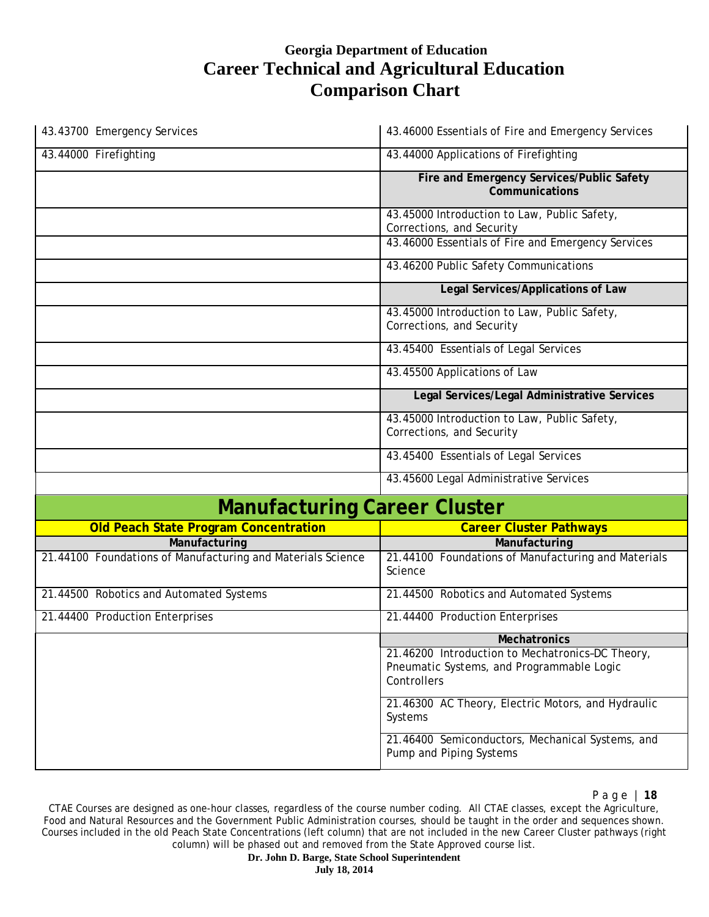# Georgia Department of Education
# Career Technical and Agricultural Education
# Comparison Chart

| | |
|---|---|
| 43.43700 Emergency Services | 43.46000 Essentials of Fire and Emergency Services |
| 43.44000 Firefighting | 43.44000 Applications of Firefighting |
| | **Fire and Emergency Services/Public Safety Communications** |
| | 43.45000 Introduction to Law, Public Safety, Corrections, and Security |
| | 43.46000 Essentials of Fire and Emergency Services |
| | 43.46200 Public Safety Communications |
| | **Legal Services/Applications of Law** |
| | 43.45000 Introduction to Law, Public Safety, Corrections, and Security |
| | 43.45400 Essentials of Legal Services |
| | 43.45500 Applications of Law |
| | **Legal Services/Legal Administrative Services** |
| | 43.45000 Introduction to Law, Public Safety, Corrections, and Security |
| | 43.45400 Essentials of Legal Services |
| | 43.45600 Legal Administrative Services |

## Manufacturing Career Cluster

| Old Peach State Program Concentration | Career Cluster Pathways |
|---|---|
| **Manufacturing** | **Manufacturing** |
| 21.44100 Foundations of Manufacturing and Materials Science | 21.44100 Foundations of Manufacturing and Materials Science |
| 21.44500 Robotics and Automated Systems | 21.44500 Robotics and Automated Systems |
| 21.44400 Production Enterprises | 21.44400 Production Enterprises |
| | **Mechatronics** |
| | 21.46200 Introduction to Mechatronics–DC Theory, Pneumatic Systems, and Programmable Logic Controllers |
| | 21.46300 AC Theory, Electric Motors, and Hydraulic Systems |
| | 21.46400 Semiconductors, Mechanical Systems, and Pump and Piping Systems |

CTAE Courses are designed as one-hour classes, regardless of the course number coding. All CTAE classes, except the Agriculture, Food and Natural Resources and the Government Public Administration courses, should be taught in the order and sequences shown. Courses included in the old Peach State Concentrations (left column) that are not included in the new Career Cluster pathways (right column) will be phased out and removed from the State Approved course list.

**Dr. John D. Barge, State School Superintendent**
**July 18, 2014**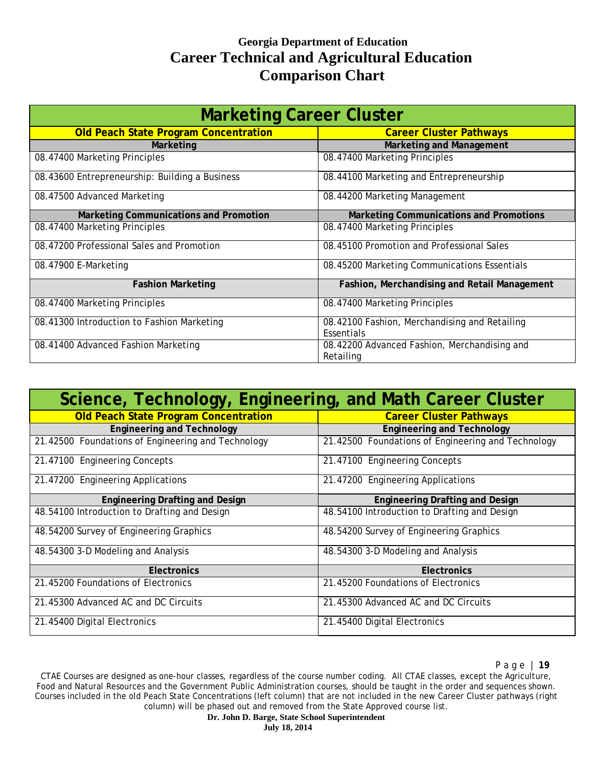# Georgia Department of Education
# Career Technical and Agricultural Education
# Comparison Chart

| Marketing Career Cluster | |
|---|---|
| **Old Peach State Program Concentration** | **Career Cluster Pathways** |
| **Marketing** | **Marketing and Management** |
| 08.47400 Marketing Principles | 08.47400 Marketing Principles |
| 08.43600 Entrepreneurship: Building a Business | 08.44100 Marketing and Entrepreneurship |
| 08.47500 Advanced Marketing | 08.44200 Marketing Management |
| **Marketing Communications and Promotion** | **Marketing Communications and Promotions** |
| 08.47400 Marketing Principles | 08.47400 Marketing Principles |
| 08.47200 Professional Sales and Promotion | 08.45100 Promotion and Professional Sales |
| 08.47900 E-Marketing | 08.45200 Marketing Communications Essentials |
| **Fashion Marketing** | **Fashion, Merchandising and Retail Management** |
| 08.47400 Marketing Principles | 08.47400 Marketing Principles |
| 08.41300 Introduction to Fashion Marketing | 08.42100 Fashion, Merchandising and Retailing Essentials |
| 08.41400 Advanced Fashion Marketing | 08.42200 Advanced Fashion, Merchandising and Retailing |

| Science, Technology, Engineering, and Math Career Cluster | |
|---|---|
| **Old Peach State Program Concentration** | **Career Cluster Pathways** |
| **Engineering and Technology** | **Engineering and Technology** |
| 21.42500 Foundations of Engineering and Technology | 21.42500 Foundations of Engineering and Technology |
| 21.47100 Engineering Concepts | 21.47100 Engineering Concepts |
| 21.47200 Engineering Applications | 21.47200 Engineering Applications |
| **Engineering Drafting and Design** | **Engineering Drafting and Design** |
| 48.54100 Introduction to Drafting and Design | 48.54100 Introduction to Drafting and Design |
| 48.54200 Survey of Engineering Graphics | 48.54200 Survey of Engineering Graphics |
| 48.54300 3-D Modeling and Analysis | 48.54300 3-D Modeling and Analysis |
| **Electronics** | **Electronics** |
| 21.45200 Foundations of Electronics | 21.45200 Foundations of Electronics |
| 21.45300 Advanced AC and DC Circuits | 21.45300 Advanced AC and DC Circuits |
| 21.45400 Digital Electronics | 21.45400 Digital Electronics |

CTAE Courses are designed as one-hour classes, regardless of the course number coding. All CTAE classes, except the Agriculture, Food and Natural Resources and the Government Public Administration courses, should be taught in the order and sequences shown. Courses included in the old Peach State Concentrations (left column) that are not included in the new Career Cluster pathways (right column) will be phased out and removed from the State Approved course list.

**Dr. John D. Barge, State School Superintendent**
**July 18, 2014**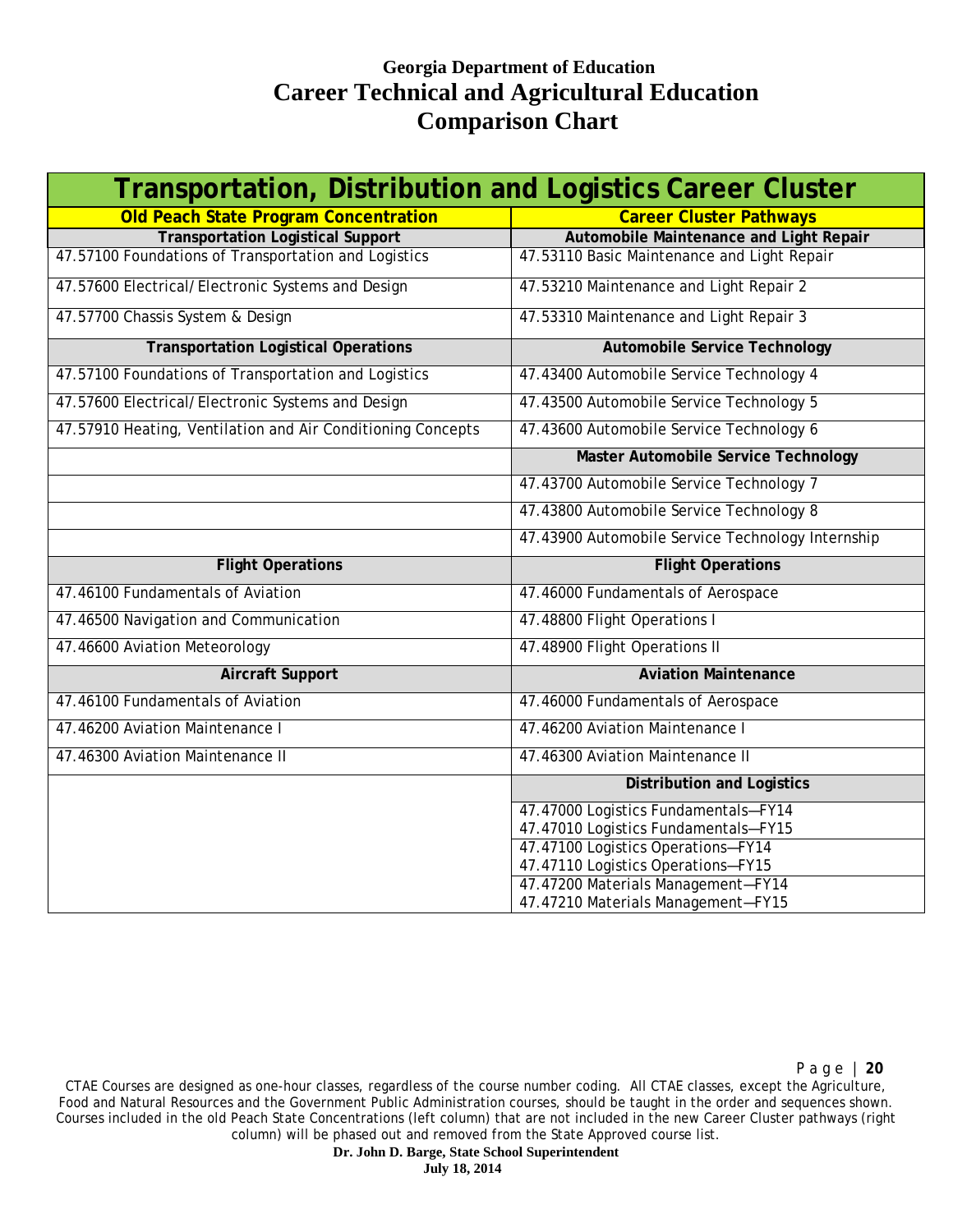# Georgia Department of Education
# Career Technical and Agricultural Education
# Comparison Chart

| Transportation, Distribution and Logistics Career Cluster | |
|---|---|
| **Old Peach State Program Concentration** | **Career Cluster Pathways** |
| **Transportation Logistical Support** | **Automobile Maintenance and Light Repair** |
| 47.57100 Foundations of Transportation and Logistics | 47.53110 Basic Maintenance and Light Repair |
| 47.57600 Electrical/Electronic Systems and Design | 47.53210 Maintenance and Light Repair 2 |
| 47.57700 Chassis System & Design | 47.53310 Maintenance and Light Repair 3 |
| **Transportation Logistical Operations** | **Automobile Service Technology** |
| 47.57100 Foundations of Transportation and Logistics | 47.43400 Automobile Service Technology 4 |
| 47.57600 Electrical/Electronic Systems and Design | 47.43500 Automobile Service Technology 5 |
| 47.57910 Heating, Ventilation and Air Conditioning Concepts | 47.43600 Automobile Service Technology 6 |
| | **Master Automobile Service Technology** |
| | 47.43700 Automobile Service Technology 7 |
| | 47.43800 Automobile Service Technology 8 |
| | 47.43900 Automobile Service Technology Internship |
| **Flight Operations** | **Flight Operations** |
| 47.46100 Fundamentals of Aviation | 47.46000 Fundamentals of Aerospace |
| 47.46500 Navigation and Communication | 47.48800 Flight Operations I |
| 47.46600 Aviation Meteorology | 47.48900 Flight Operations II |
| **Aircraft Support** | **Aviation Maintenance** |
| 47.46100 Fundamentals of Aviation | 47.46000 Fundamentals of Aerospace |
| 47.46200 Aviation Maintenance I | 47.46200 Aviation Maintenance I |
| 47.46300 Aviation Maintenance II | 47.46300 Aviation Maintenance II |
| | **Distribution and Logistics** |
| | 47.47000 Logistics Fundamentals—FY14<br>47.47010 Logistics Fundamentals—FY15 |
| | 47.47100 Logistics Operations—FY14<br>47.47110 Logistics Operations—FY15 |
| | 47.47200 Materials Management—FY14<br>47.47210 Materials Management—FY15 |

CTAE Courses are designed as one-hour classes, regardless of the course number coding. All CTAE classes, except the Agriculture, Food and Natural Resources and the Government Public Administration courses, should be taught in the order and sequences shown. Courses included in the old Peach State Concentrations (left column) that are not included in the new Career Cluster pathways (right column) will be phased out and removed from the State Approved course list.

**Dr. John D. Barge, State School Superintendent**
**July 18, 2014**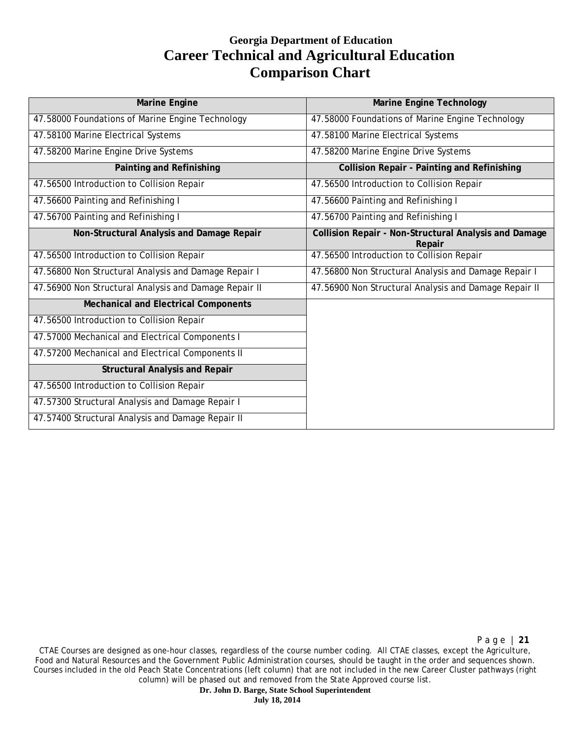# Georgia Department of Education
# Career Technical and Agricultural Education
# Comparison Chart

| Marine Engine | Marine Engine Technology |
|---|---|
| 47.58000 Foundations of Marine Engine Technology | 47.58000 Foundations of Marine Engine Technology |
| 47.58100 Marine Electrical Systems | 47.58100 Marine Electrical Systems |
| 47.58200 Marine Engine Drive Systems | 47.58200 Marine Engine Drive Systems |
| **Painting and Refinishing** | **Collision Repair - Painting and Refinishing** |
| 47.56500 Introduction to Collision Repair | 47.56500 Introduction to Collision Repair |
| 47.56600 Painting and Refinishing I | 47.56600 Painting and Refinishing I |
| 47.56700 Painting and Refinishing I | 47.56700 Painting and Refinishing I |
| **Non-Structural Analysis and Damage Repair** | **Collision Repair - Non-Structural Analysis and Damage Repair** |
| 47.56500 Introduction to Collision Repair | 47.56500 Introduction to Collision Repair |
| 47.56800 Non Structural Analysis and Damage Repair I | 47.56800 Non Structural Analysis and Damage Repair I |
| 47.56900 Non Structural Analysis and Damage Repair II | 47.56900 Non Structural Analysis and Damage Repair II |
| **Mechanical and Electrical Components** | |
| 47.56500 Introduction to Collision Repair | |
| 47.57000 Mechanical and Electrical Components I | |
| 47.57200 Mechanical and Electrical Components II | |
| **Structural Analysis and Repair** | |
| 47.56500 Introduction to Collision Repair | |
| 47.57300 Structural Analysis and Damage Repair I | |
| 47.57400 Structural Analysis and Damage Repair II | |

CTAE Courses are designed as one-hour classes, regardless of the course number coding. All CTAE classes, except the Agriculture, Food and Natural Resources and the Government Public Administration courses, should be taught in the order and sequences shown. Courses included in the old Peach State Concentrations (left column) that are not included in the new Career Cluster pathways (right column) will be phased out and removed from the State Approved course list.

**Dr. John D. Barge, State School Superintendent**
**July 18, 2014**